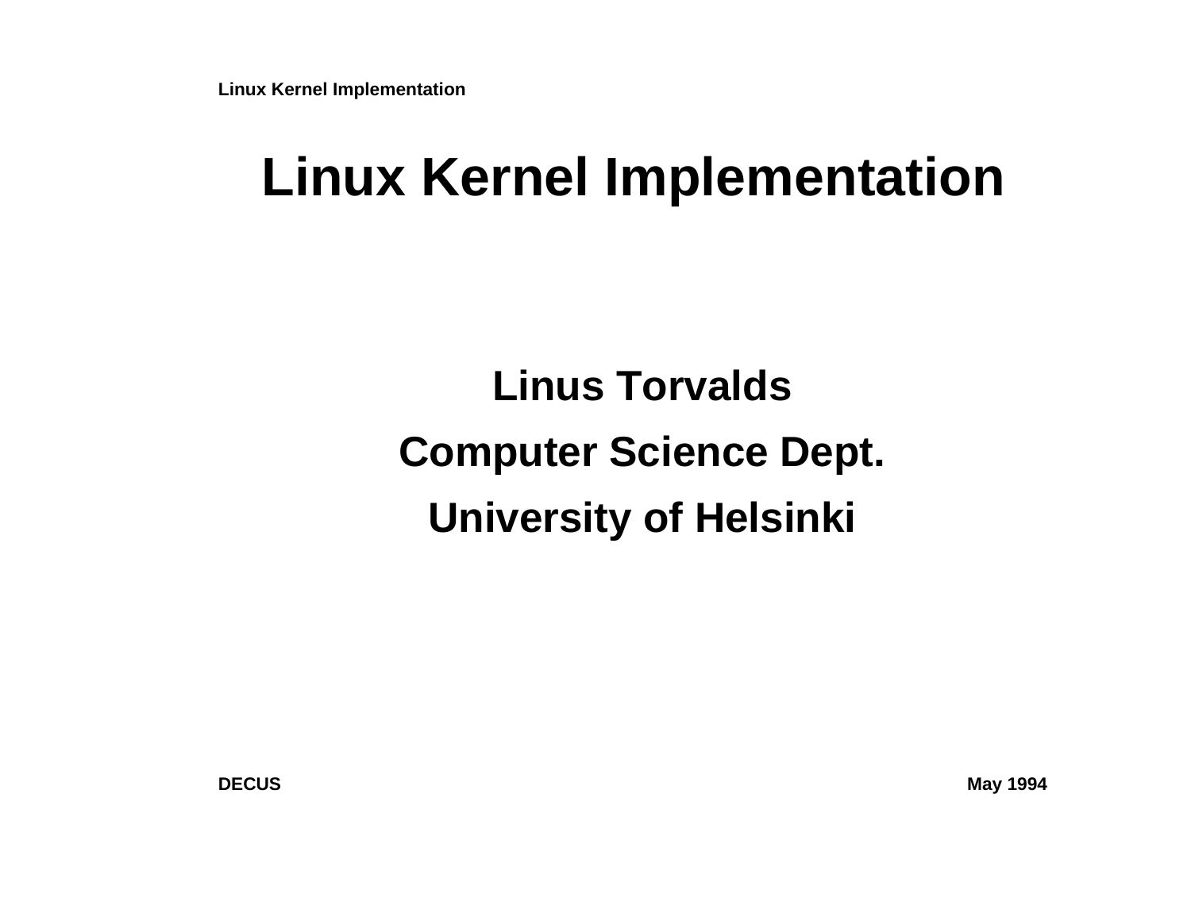# Linux Kernel Implementation

**Linus Torvalds**

**Computer Science Dept.**

**University of Helsinki**

**DECUS** **May 1994**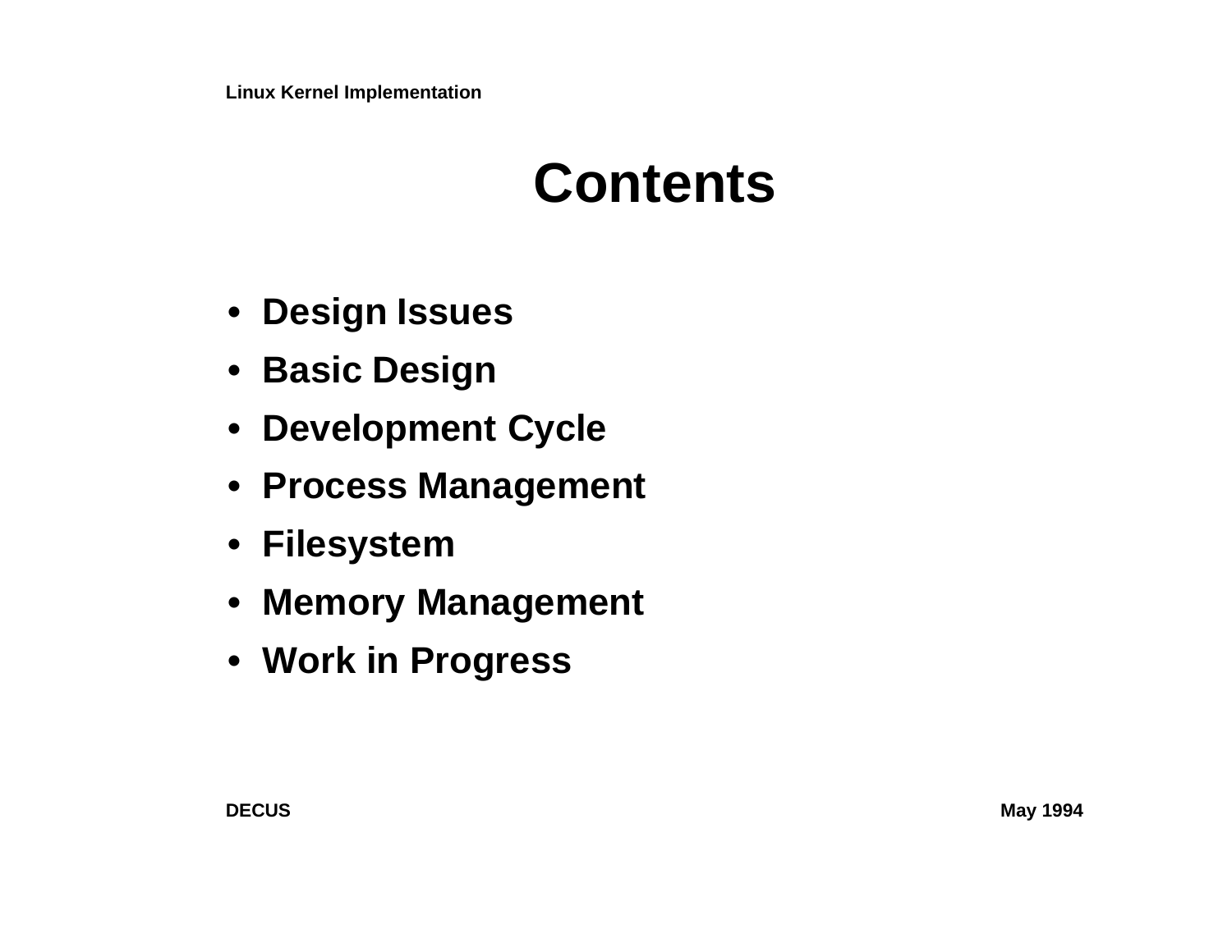# Contents

- Design Issues
- Basic Design
- Development Cycle
- Process Management
- Filesystem
- Memory Management
- Work in Progress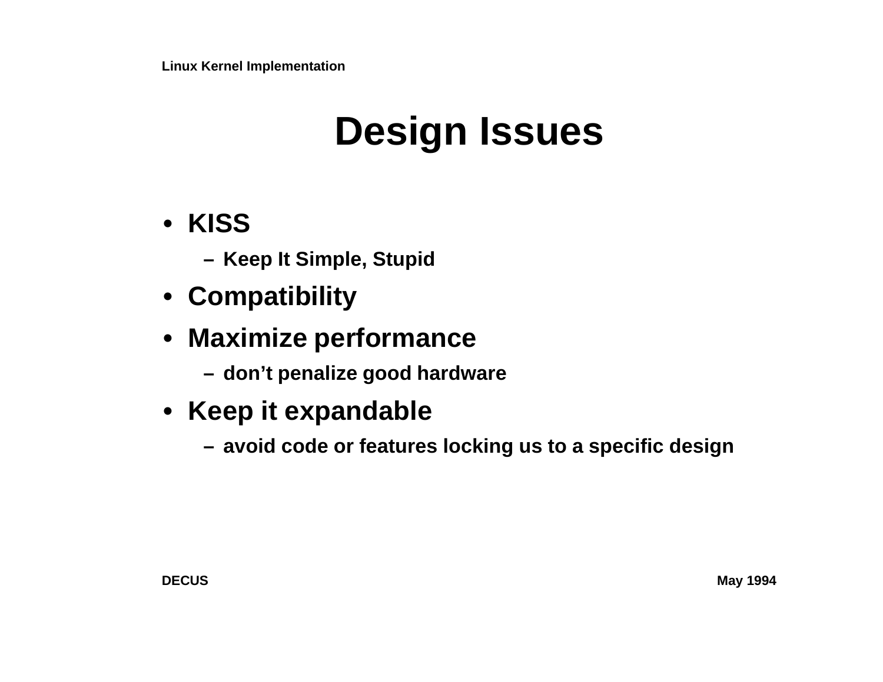# Design Issues

- **KISS**
  - Keep It Simple, Stupid
- **Compatibility**
- **Maximize performance**
  - don't penalize good hardware
- **Keep it expandable**
  - avoid code or features locking us to a specific design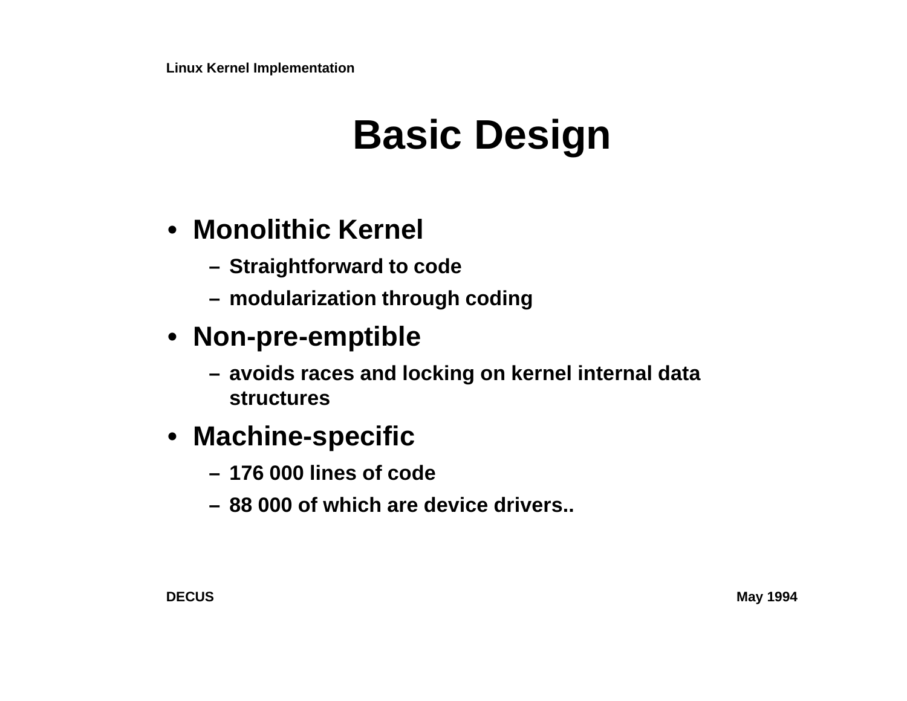# Basic Design

- **Monolithic Kernel**
  - Straightforward to code
  - modularization through coding
- **Non-pre-emptible**
  - avoids races and locking on kernel internal data structures
- **Machine-specific**
  - 176 000 lines of code
  - 88 000 of which are device drivers..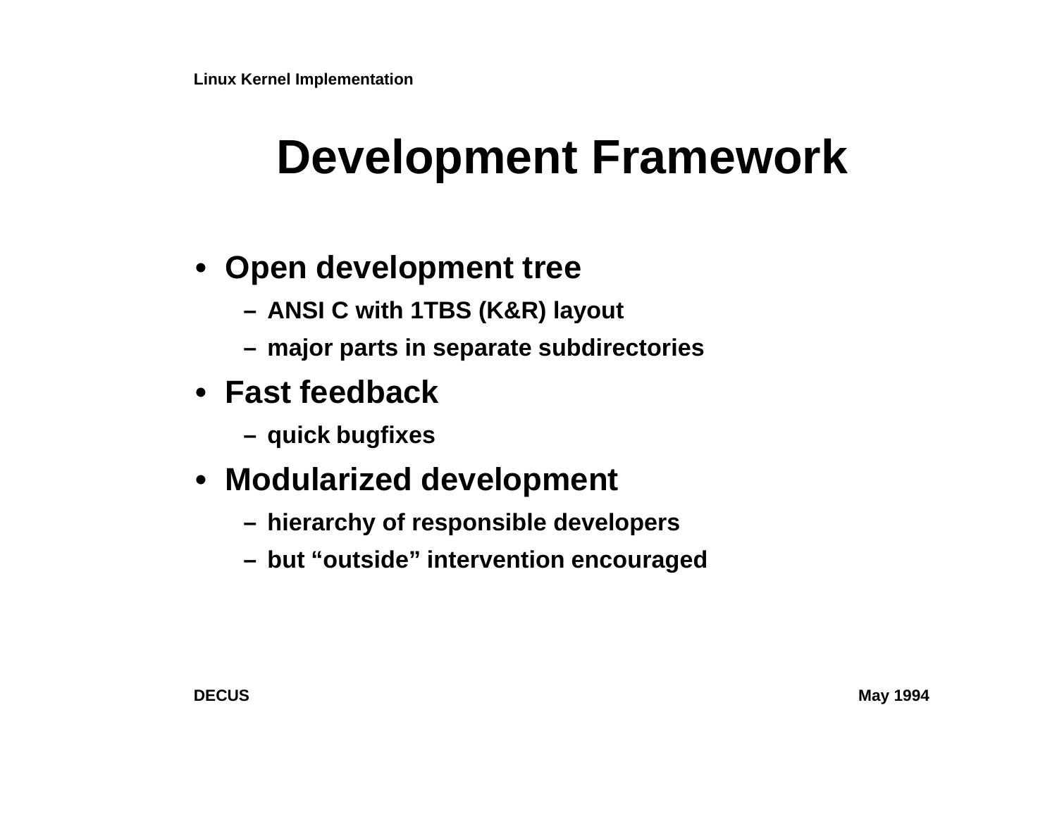# Development Framework

- **Open development tree**
  - ANSI C with 1TBS (K&R) layout
  - major parts in separate subdirectories
- **Fast feedback**
  - quick bugfixes
- **Modularized development**
  - hierarchy of responsible developers
  - but “outside” intervention encouraged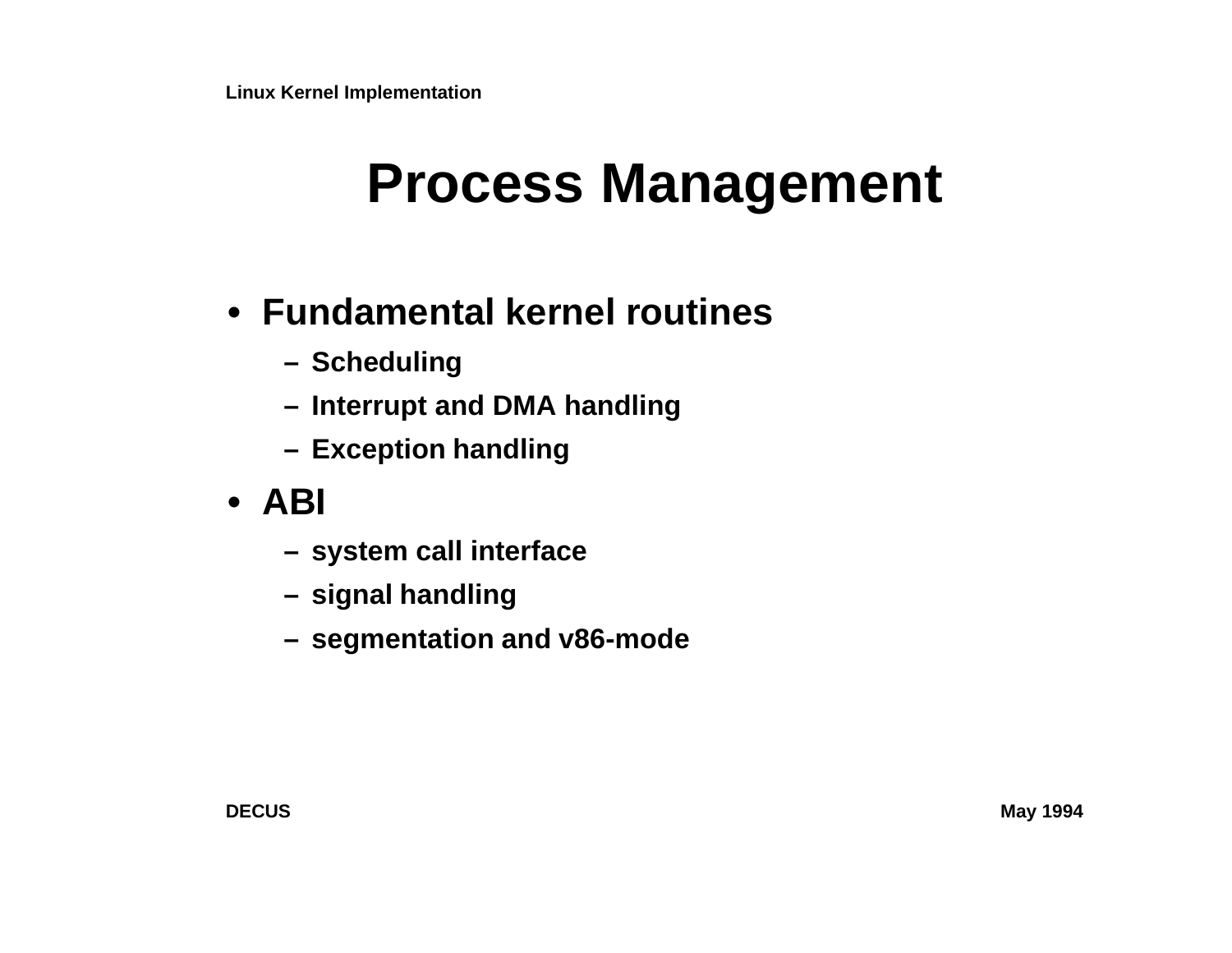# Process Management

- **Fundamental kernel routines**
  - Scheduling
  - Interrupt and DMA handling
  - Exception handling
- **ABI**
  - system call interface
  - signal handling
  - segmentation and v86-mode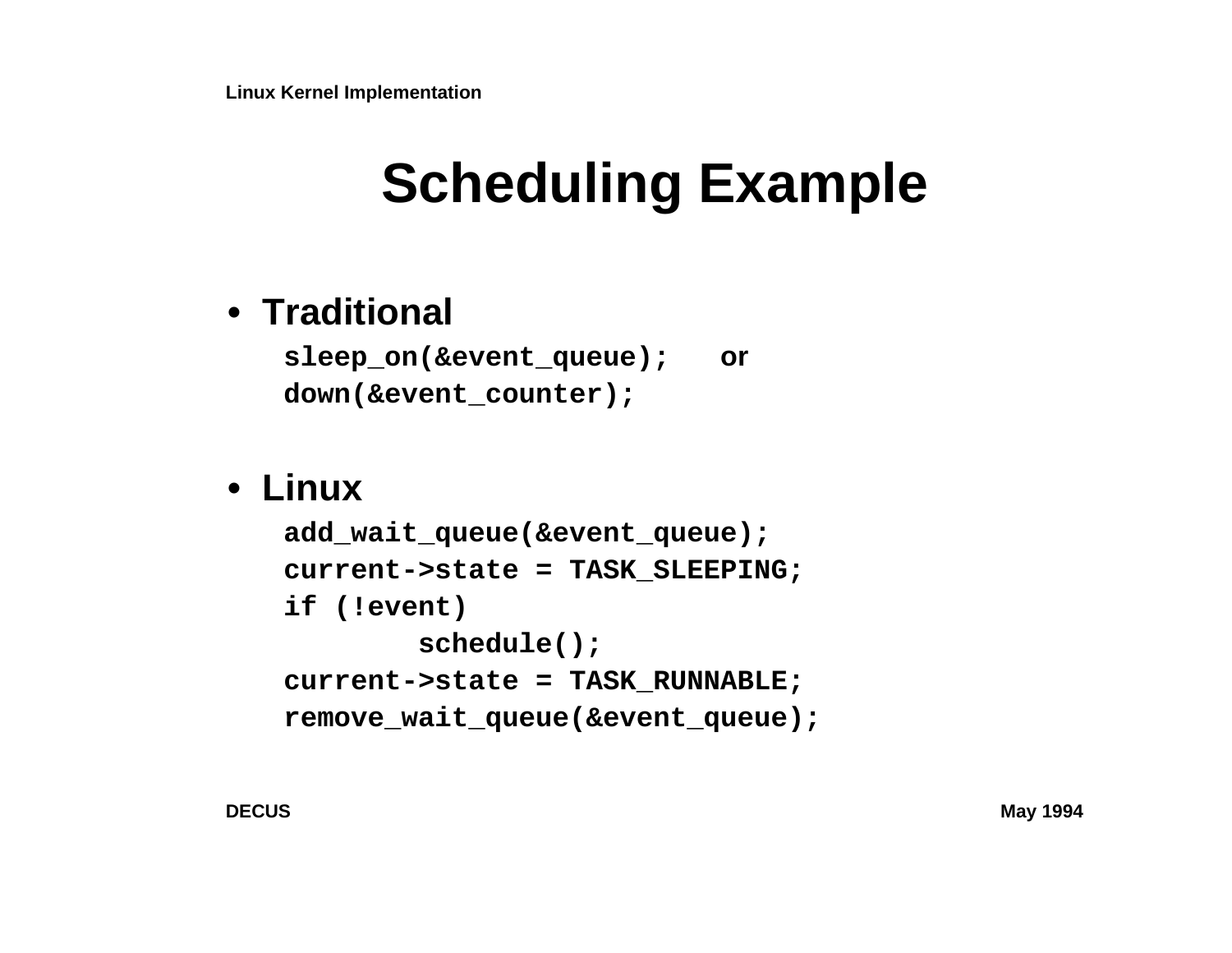# Scheduling Example

- **Traditional**

```
sleep_on(&event_queue);   or
down(&event_counter);
```

- **Linux**

```
add_wait_queue(&event_queue);
current->state = TASK_SLEEPING;
if (!event)
        schedule();
current->state = TASK_RUNNABLE;
remove_wait_queue(&event_queue);
```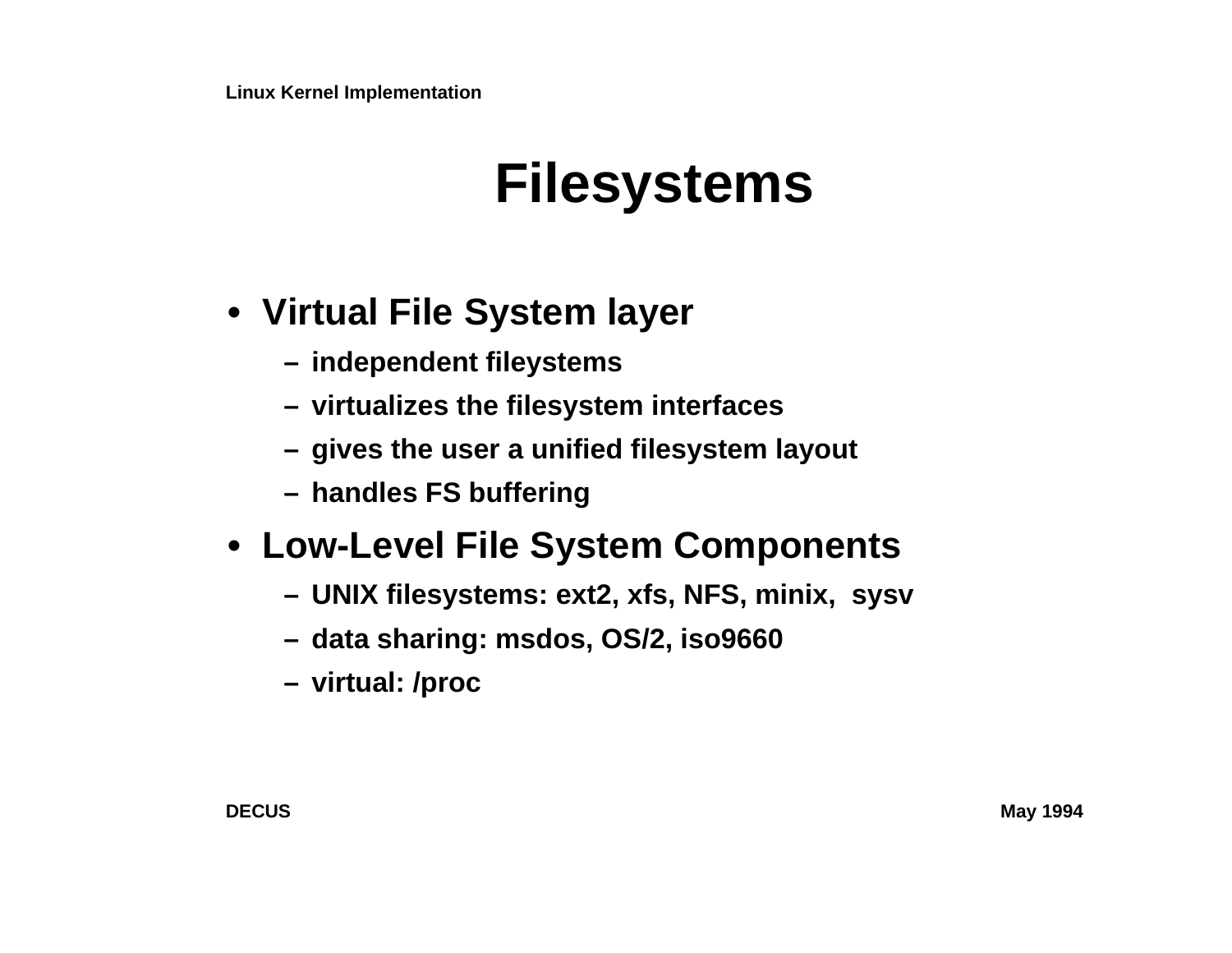# Filesystems

- **Virtual File System layer**
  - independent fileystems
  - virtualizes the filesystem interfaces
  - gives the user a unified filesystem layout
  - handles FS buffering
- **Low-Level File System Components**
  - UNIX filesystems: ext2, xfs, NFS, minix, sysv
  - data sharing: msdos, OS/2, iso9660
  - virtual: /proc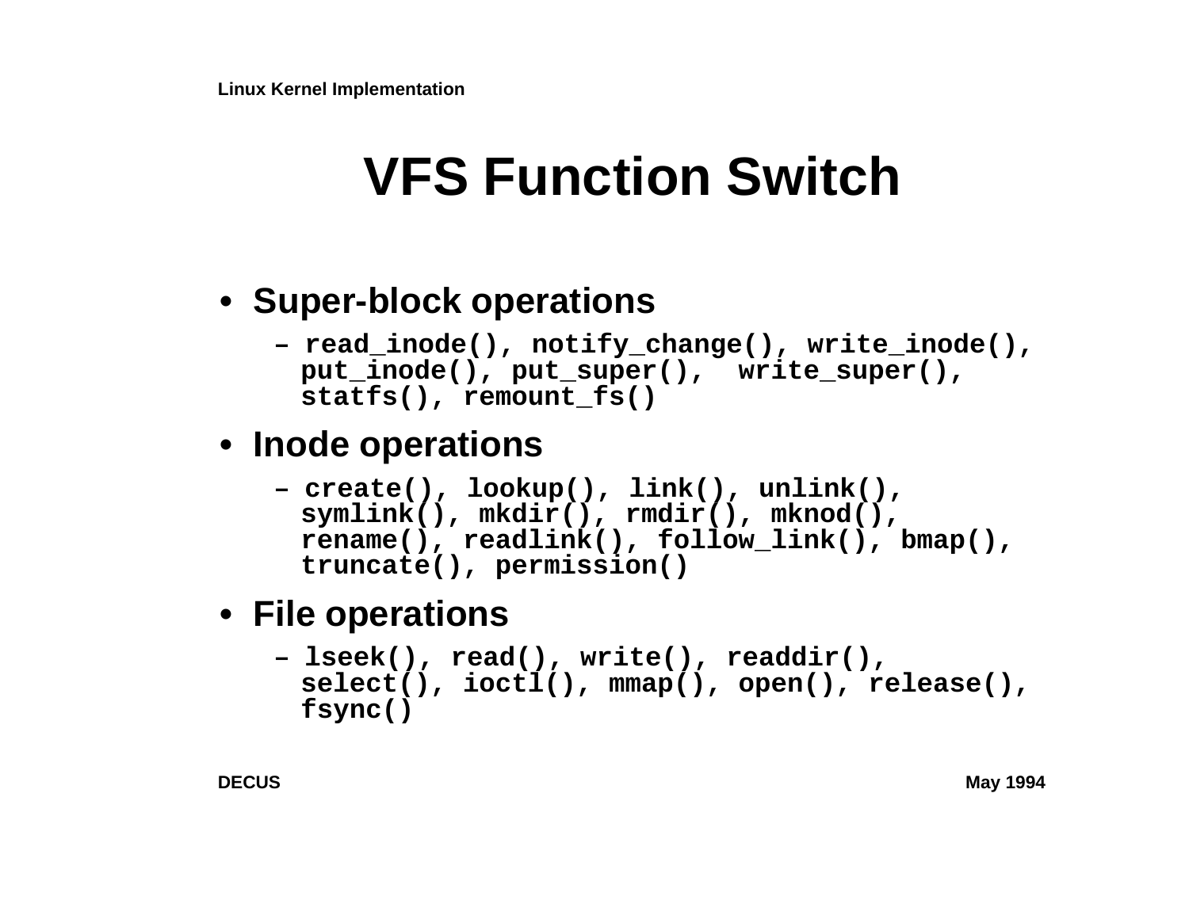# VFS Function Switch

- **Super-block operations**
  - `read_inode(), notify_change(), write_inode(), put_inode(), put_super(), write_super(), statfs(), remount_fs()`
- **Inode operations**
  - `create(), lookup(), link(), unlink(), symlink(), mkdir(), rmdir(), mknod(), rename(), readlink(), follow_link(), bmap(), truncate(), permission()`
- **File operations**
  - `lseek(), read(), write(), readdir(), select(), ioctl(), mmap(), open(), release(), fsync()`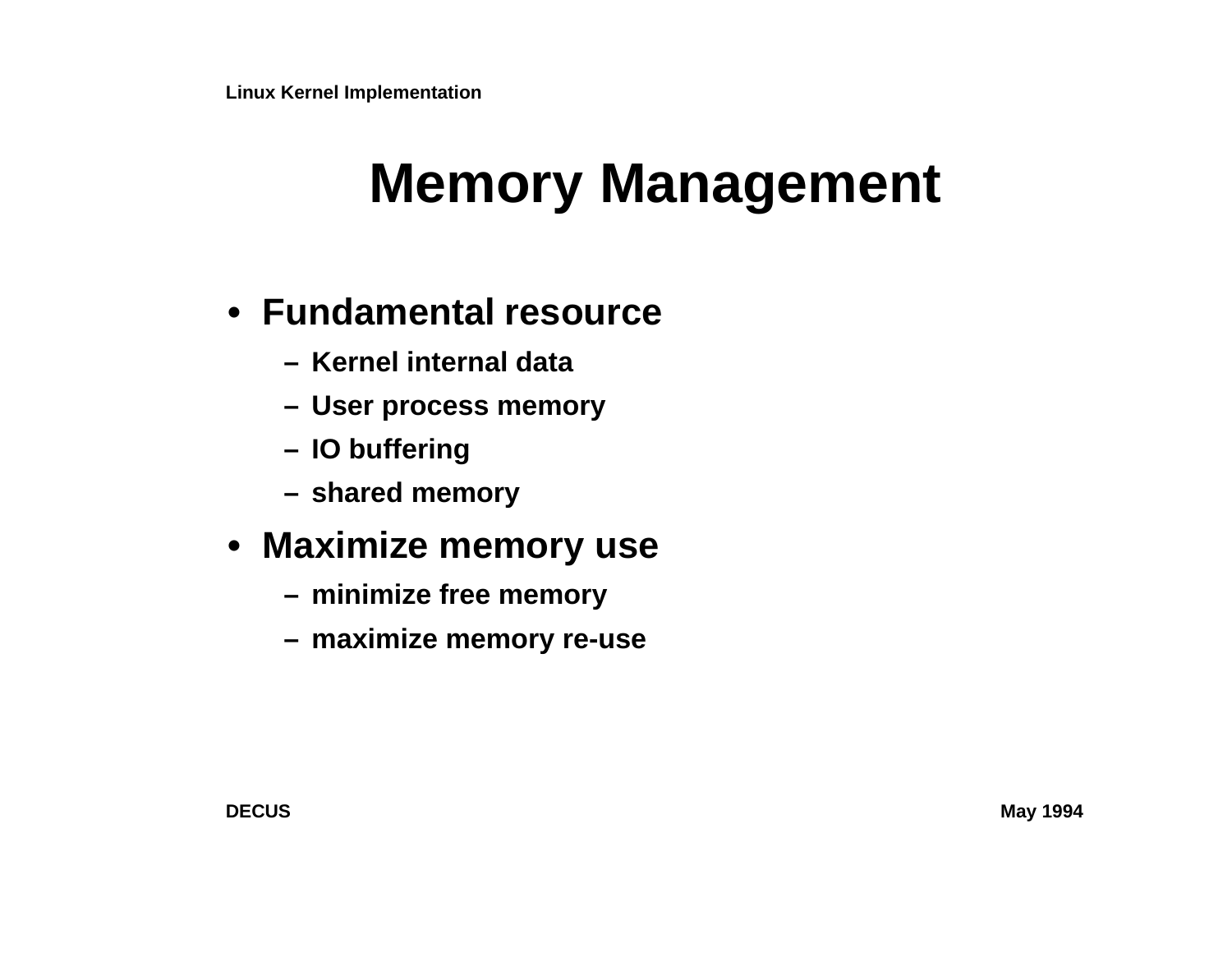# Memory Management

- **Fundamental resource**
  - Kernel internal data
  - User process memory
  - IO buffering
  - shared memory
- **Maximize memory use**
  - minimize free memory
  - maximize memory re-use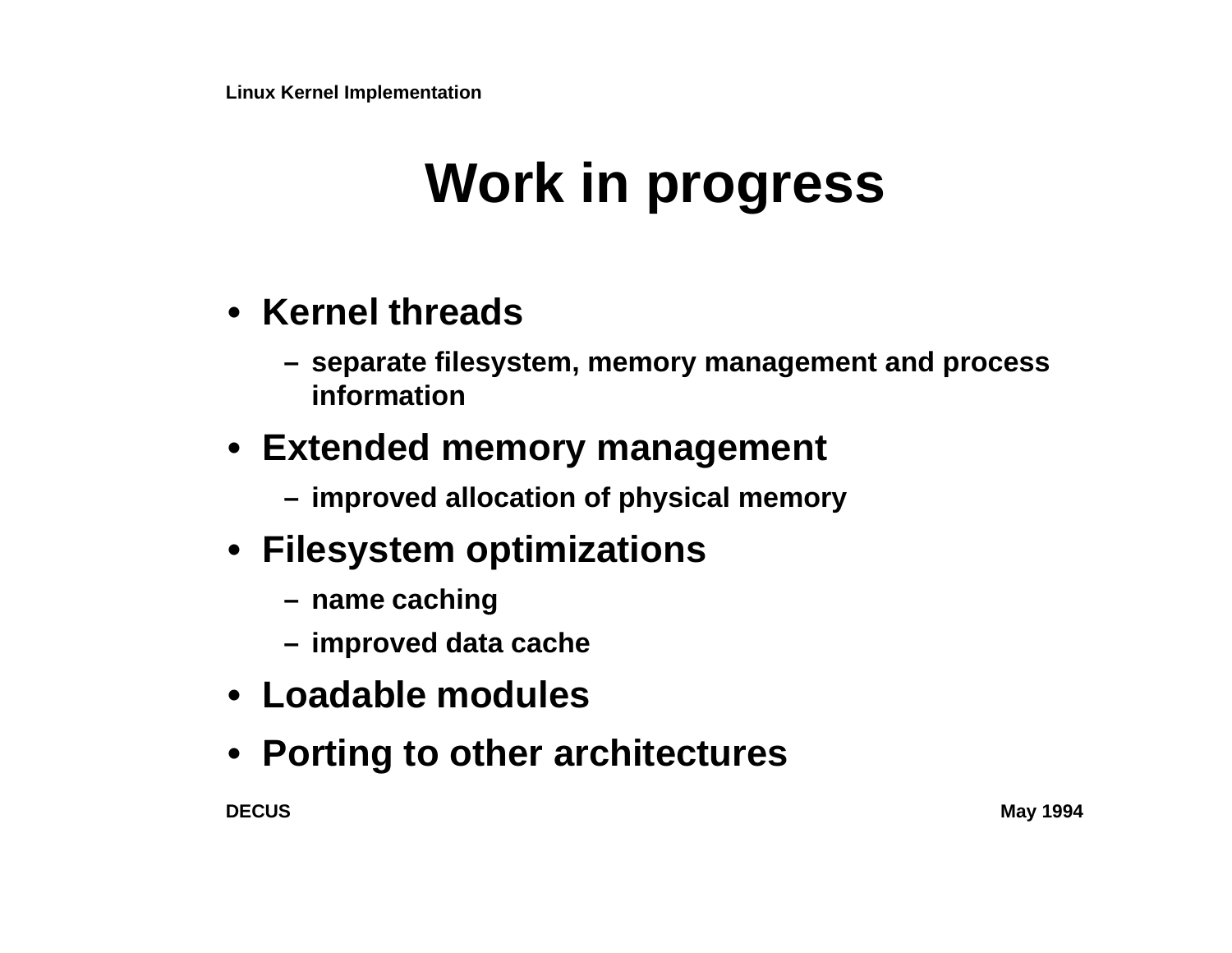# Work in progress

- **Kernel threads**
  - separate filesystem, memory management and process information
- **Extended memory management**
  - improved allocation of physical memory
- **Filesystem optimizations**
  - name caching
  - improved data cache
- **Loadable modules**
- **Porting to other architectures**